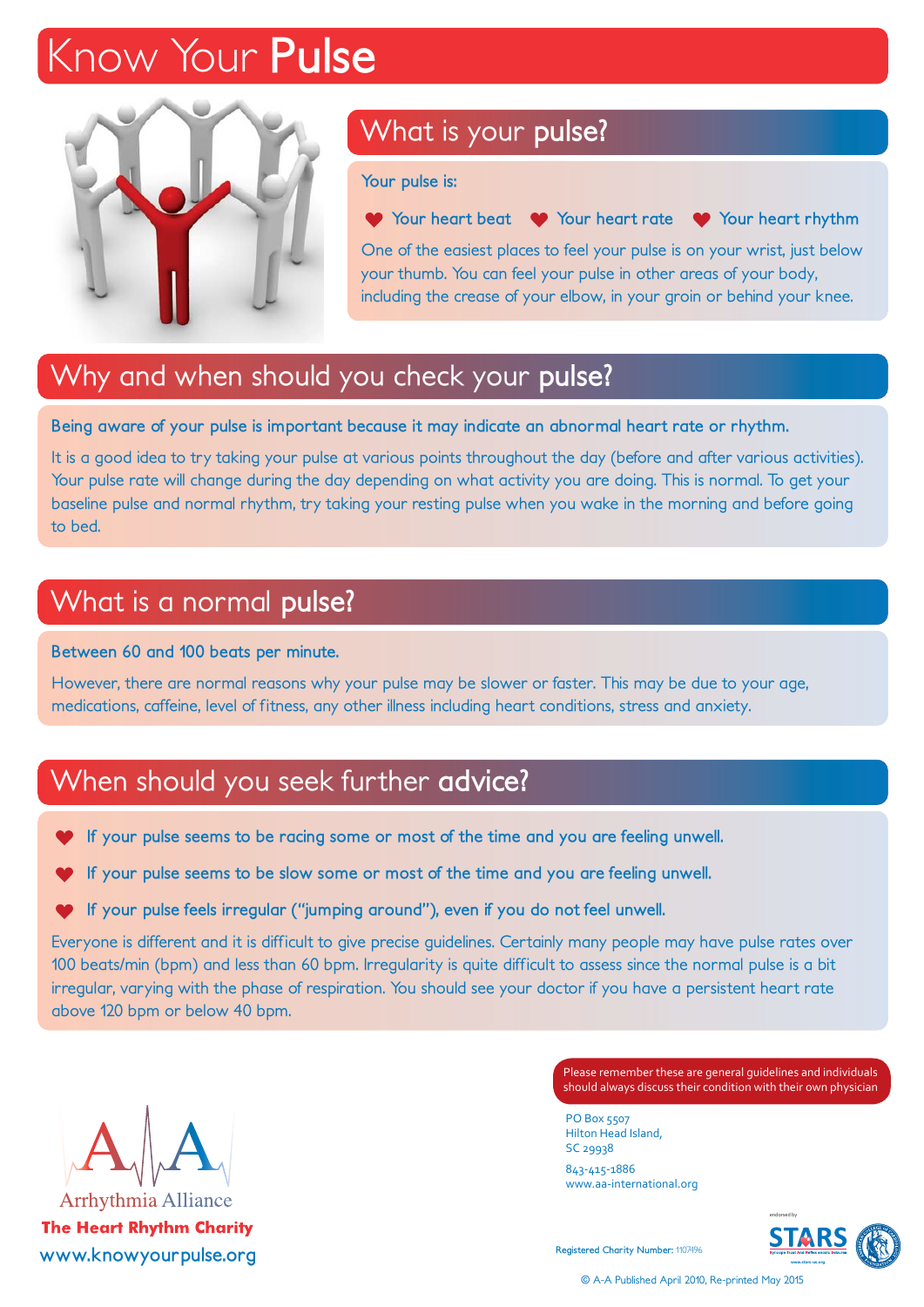# Know Your **Pulse**

## What is your **pulse?**

Your pulse is:

- Your heart beat
- Your heart rate
- Your heart rhythm

One of the easiest places to feel your pulse is on your wrist, just below your thumb. You can feel your pulse in other areas of your body, including the crease of your elbow, in your groin or behind your knee.

## Why and when should you check your **pulse?**

Being aware of your pulse is important because it may indicate an abnormal heart rate or rhythm.

It is a good idea to try taking your pulse at various points throughout the day (before and after various activities). Your pulse rate will change during the day depending on what activity you are doing. This is normal. To get your baseline pulse and normal rhythm, try taking your resting pulse when you wake in the morning and before going to bed.

## What is a normal **pulse?**

Between 60 and 100 beats per minute.

However, there are normal reasons why your pulse may be slower or faster. This may be due to your age, medications, caffeine, level of fitness, any other illness including heart conditions, stress and anxiety.

## When should you seek further **advice?**

- If your pulse seems to be racing some or most of the time and you are feeling unwell.
- If your pulse seems to be slow some or most of the time and you are feeling unwell.
- If your pulse feels irregular ("jumping around"), even if you do not feel unwell.

Everyone is different and it is difficult to give precise guidelines. Certainly many people may have pulse rates over 100 beats/min (bpm) and less than 60 bpm. Irregularity is quite difficult to assess since the normal pulse is a bit irregular, varying with the phase of respiration. You should see your doctor if you have a persistent heart rate above 120 bpm or below 40 bpm.

Please remember these are general guidelines and individuals should always discuss their condition with their own physician

Arrhythmia Alliance
**The Heart Rhythm Charity**
www.knowyourpulse.org

PO Box 5507
Hilton Head Island,
SC 29938

843-415-1886
www.aa-international.org

Registered Charity Number: 1107496

endorsed by STARS

© A-A Published April 2010, Re-printed May 2015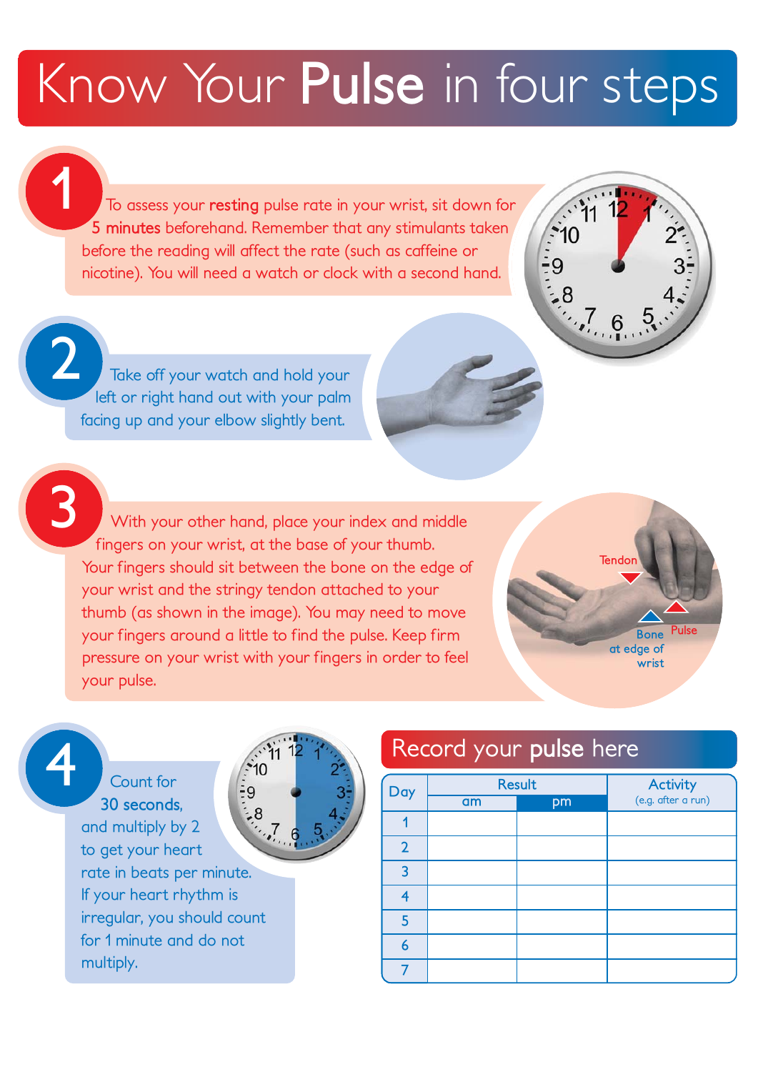# Know Your **Pulse** in four steps

## 1

To assess your **resting** pulse rate in your wrist, sit down for **5 minutes** beforehand. Remember that any stimulants taken before the reading will affect the rate (such as caffeine or nicotine). You will need a watch or clock with a second hand.

## 2

Take off your watch and hold your left or right hand out with your palm facing up and your elbow slightly bent.

## 3

With your other hand, place your index and middle fingers on your wrist, at the base of your thumb. Your fingers should sit between the bone on the edge of your wrist and the stringy tendon attached to your thumb (as shown in the image). You may need to move your fingers around a little to find the pulse. Keep firm pressure on your wrist with your fingers in order to feel your pulse.

Tendon

Bone at edge of wrist

Pulse

## 4

Count for **30 seconds**, and multiply by 2 to get your heart rate in beats per minute. If your heart rhythm is irregular, you should count for 1 minute and do not multiply.

## Record your **pulse** here

| Day | Result | | Activity (e.g. after a run) |
|---|---|---|---|
| | am | pm | |
| 1 | | | |
| 2 | | | |
| 3 | | | |
| 4 | | | |
| 5 | | | |
| 6 | | | |
| 7 | | | |